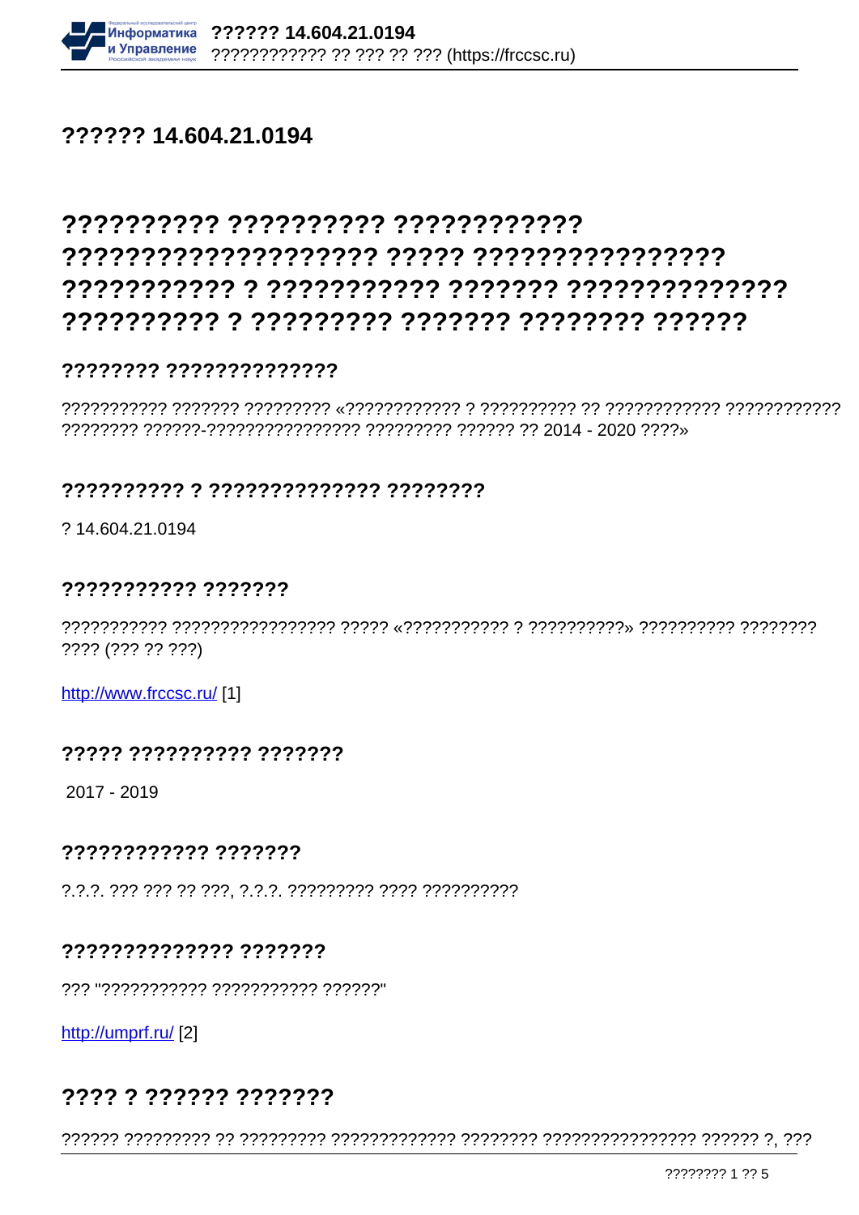# ?????? 14.604.21.0194

# ?????????? ?????????? ???????????? ??????????????????? ????? ???????????????? ??????????? ? ??????????? ??????? ?????????????? ?????????? ? ????????? ??????? ???????? ??????

### ???????? ??????????????

??????????? ??????? ????????? «???????????? ? ?????????? ?? ???????????? ???????????? ???????? ??????-???????????????? ????????? ?????? ?? 2014 - 2020 ????»

### ?????????? ? ?????????????? ????????

? 14.604.21.0194

### ??????????? ???????

??????????? ???????????????? ????? «??????????? ? ??????????» ?????????? ???????? ???? (??? ?? ???)

http://www.frccsc.ru/ [1]

### ????? ?????????? ???????

2017 - 2019

### ???????????? ???????

?.?.?. ??? ??? ?? ???, ?.?.?. ????????? ???? ??????????

### ?????????????? ???????

??? "??????????? ??????????? ??????"

http://umprf.ru/ [2]

## ???? ? ?????? ???????

?????? ????????? ?? ????????? ????????????? ???????? ??????????????? ?????? ?, ???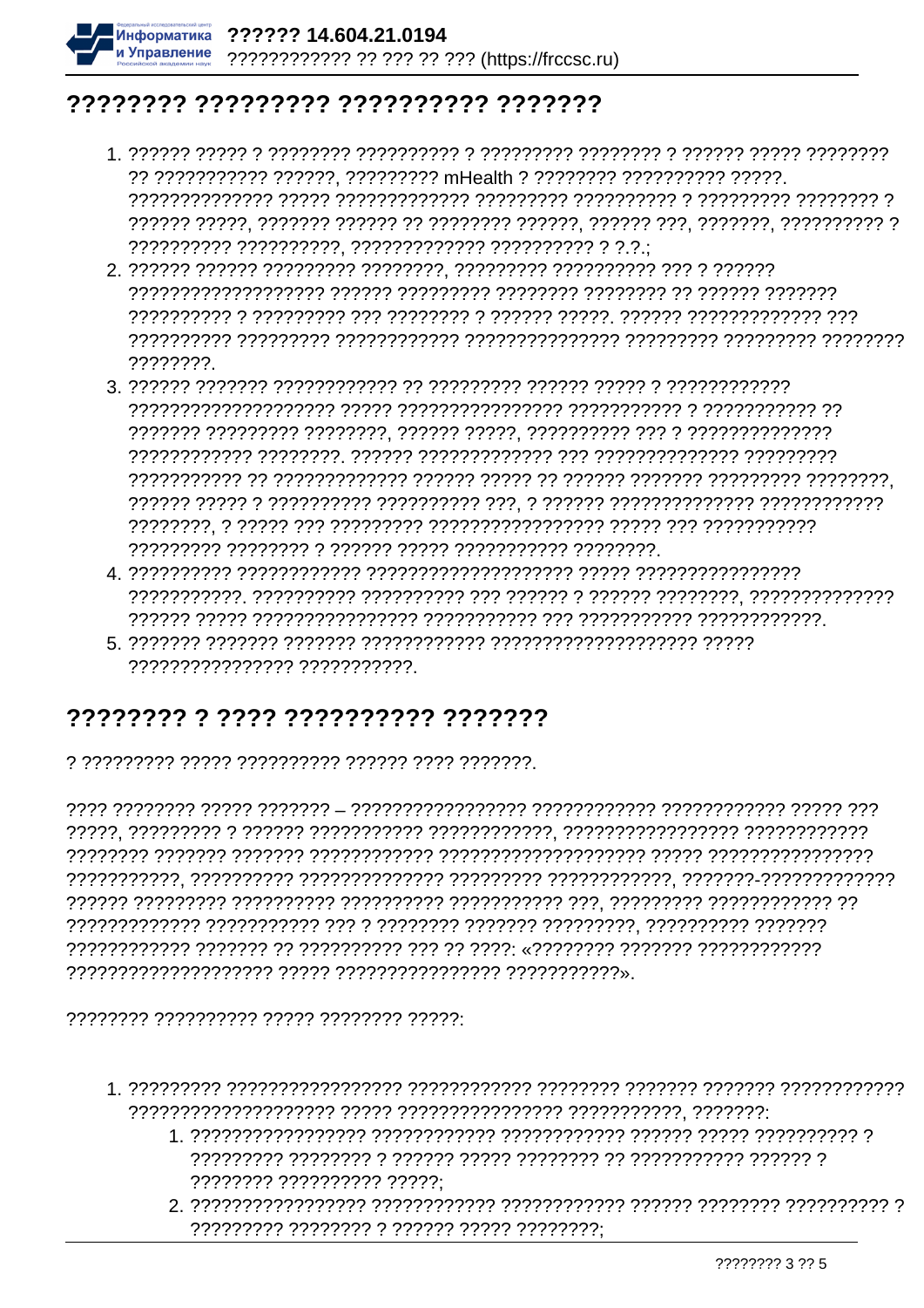## ???????? ????????? ?????????? ???????

1. ?????? ????? ? ???????? ?????????? ? ????????? ???????? ? ?????? ????? ???????? ?? ??????????? ??????, ????????? mHealth ? ???????? ?????????? ?????. ?????????????? ????? ????????????? ????????? ?????????? ? ????????? ???????? ? ?????? ?????, ??????? ?????? ?? ???????? ??????, ?????? ???, ???????, ?????????? ? ?????????? ??????????, ????????????? ?????????? ? ?.?.;
2. ?????? ?????? ????????? ????????, ????????? ?????????? ??? ? ?????? ??????????????????? ?????? ????????? ???????? ???????? ?? ?????? ??????? ?????????? ? ????????? ??? ???????? ? ?????? ?????. ?????? ????????????? ??? ?????????? ????????? ??????????? ??????????????? ????????? ????????? ?????????.
3. ?????? ??????? ???????????? ?? ????????? ?????? ????? ? ???????????? ??????????????????? ????? ???????????????? ??????????? ? ??????????? ?? ??????? ????????? ????????, ?????? ?????, ?????????? ??? ? ?????????????? ???????????? ????????. ?????? ????????????? ??? ?????????????? ????????? ??????????? ?? ????????????? ?????? ????? ?? ?????? ??????? ????????? ????????, ?????? ????? ? ?????????? ?????????? ???, ? ?????? ?????????????? ???????????? ????????, ? ????? ??? ????????? ???????????????? ????? ??? ??????????? ????????? ???????? ? ?????? ????? ??????????? ????????.
4. ?????????? ??????????? ??????????????????? ????? ???????????????? ???????????. ?????????? ?????????? ??? ?????? ? ?????? ????????, ?????????????? ?????? ????? ???????????????? ??????????? ??? ??????????? ????????????.
5. ??????? ??????? ??????? ???????????? ??????????????????? ????? ???????????????? ???????????.

## ???????? ? ???? ?????????? ???????

? ????????? ????? ?????????? ?????? ???? ???????.

???? ???????? ????? ??????? – ????????????????? ???????????? ???????????? ????? ??? ?????, ????????? ? ?????? ??????????? ????????????, ????????????????? ???????????? ???????? ??????? ??????? ???????????? ???????????????????? ????? ???????????????? ???????????, ?????????? ?????????????? ????????? ????????????, ???????-????????????? ?????? ????????? ?????????? ?????????? ??????????? ???, ????????? ???????????? ?? ????????????? ??????????? ??? ? ???????? ??????? ?????????, ?????????? ??????? ???????????? ??????? ?? ?????????? ??? ?? ????: «???????? ??????? ???????????? ???????????????????? ????? ???????????????? ???????????».

???????? ?????????? ????? ???????? ?????:

1. ????????? ????????????????? ???????????? ???????? ??????? ??????? ???????????? ???????????????????? ????? ???????????????? ???????????, ???????:
    1. ????????????????? ???????????? ???????????? ?????? ????? ?????????? ? ????????? ???????? ? ?????? ????? ???????? ?? ??????????? ?????? ? ???????? ?????????? ?????;
    2. ????????????????? ???????????? ???????????? ?????? ???????? ?????????? ? ????????? ???????? ? ?????? ????? ????????;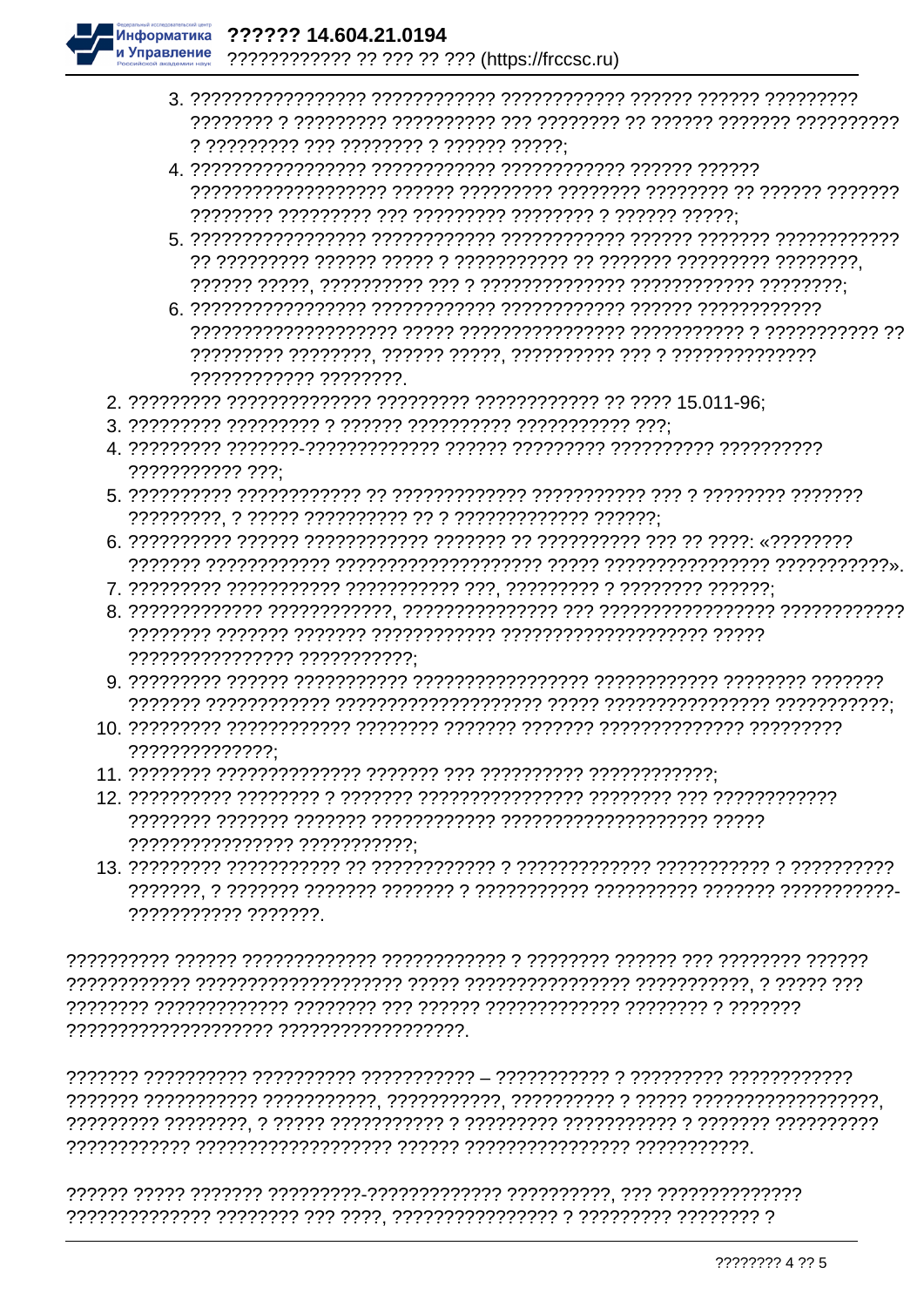3. ????????????????? ???????????? ???????????? ?????? ?????? ????????? ???????? ? ????????? ?????????? ??? ???????? ?? ?????? ??????? ?????????? ? ????????? ??? ???????? ? ?????? ?????;
4. ????????????????? ???????????? ???????????? ?????? ?????? ??????????????????? ?????? ????????? ???????? ???????? ?? ?????? ??????? ???????? ????????? ??? ????????? ???????? ? ?????? ?????;
5. ????????????????? ???????????? ???????????? ?????? ??????? ???????????? ?? ????????? ?????? ????? ? ??????????? ?? ??????? ????????? ????????, ?????? ?????, ?????????? ??? ? ?????????????? ???????????? ????????;
6. ????????????????? ???????????? ???????????? ?????? ???????????? ???????????????????? ????? ???????????????? ??????????? ? ??????????? ?? ????????? ????????, ?????? ?????, ?????????? ??? ? ?????????????? ???????????? ????????.

2. ????????? ?????????????? ????????? ???????????? ?? ???? 15.011-96;
3. ????????? ????????? ? ?????? ?????????? ??????????? ???;
4. ????????? ???????-????????????? ?????? ????????? ?????????? ?????????? ??????????? ???;
5. ?????????? ???????????? ?? ????????????? ??????????? ??? ? ???????? ??????? ?????????, ? ????? ?????????? ?? ? ????????????? ??????;
6. ?????????? ?????? ???????????? ??????? ?? ?????????? ??? ?? ????: «???????? ??????? ???????????? ???????????????????? ????? ???????????????? ???????????».
7. ????????? ??????????? ??????????? ???, ????????? ? ???????? ??????;
8. ????????????? ????????????, ??????????????? ??? ????????????????? ???????????? ???????? ??????? ??????? ??????????? ???????????????????? ????? ???????????????? ???????????;
9. ????????? ?????? ??????????? ????????????????? ???????????? ???????? ??????? ??????? ???????????? ???????????????????? ????? ???????????????? ???????????;
10. ????????? ???????????? ???????? ??????? ??????? ?????????????? ????????? ??????????????;
11. ???????? ?????????????? ??????? ??? ?????????? ????????????;
12. ?????????? ???????? ? ??????? ???????????????? ???????? ??? ???????????? ???????? ??????? ??????? ??????????? ???????????????????? ????? ???????????????? ???????????;
13. ????????? ??????????? ?? ???????????? ? ????????????? ??????????? ? ?????????? ???????, ? ??????? ??????? ??????? ? ??????????? ?????????? ??????? ???????????-??????????? ???????.

?????????? ?????? ????????????? ???????????? ? ???????? ?????? ??? ???????? ?????? ???????????? ???????????????????? ????? ???????????????? ???????????, ? ????? ??? ???????? ????????????? ???????? ??? ?????? ????????????? ???????? ? ??????? ???????????????????? ??????????????????.

??????? ?????????? ?????????? ??????????? – ??????????? ? ????????? ???????????? ??????? ??????????? ???????????, ???????????, ?????????? ? ????? ??????????????????, ????????? ????????, ? ????? ??????????? ? ????????? ??????????? ? ??????? ?????????? ???????????? ??????????????????? ?????? ???????????????? ???????????.

?????? ????? ??????? ?????????-????????????? ??????????, ??? ?????????????? ?????????????? ???????? ??? ????, ???????????????? ? ????????? ???????? ?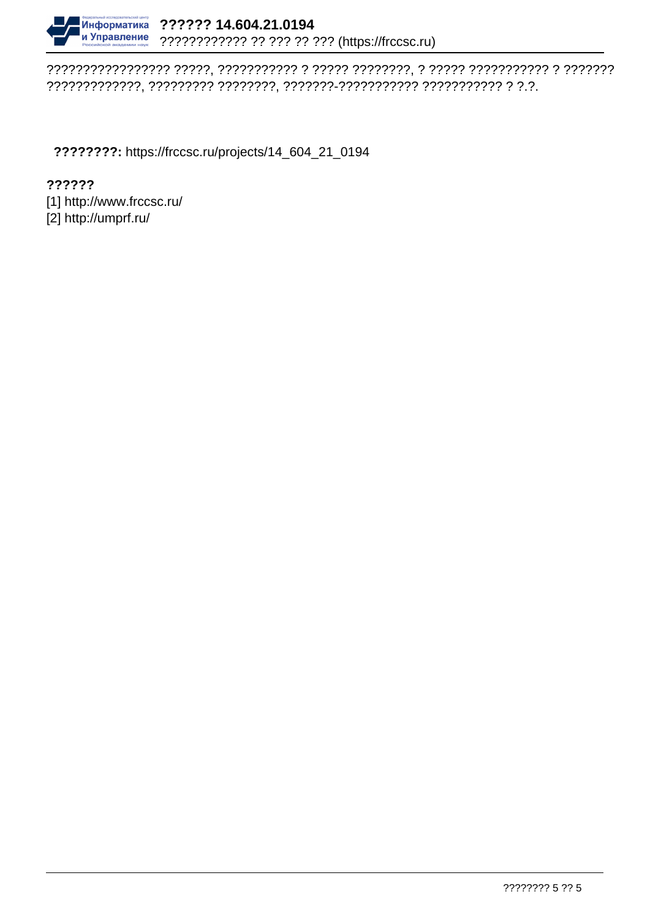????????????????? ?????, ??????????? ? ????? ????????, ? ????? ??????????? ? ??????? ?????????????, ????????? ????????, ???????-??????????? ??????????? ? ?.?.

**????????:** https://frccsc.ru/projects/14_604_21_0194

**??????**

[1] http://www.frccsc.ru/

[2] http://umprf.ru/